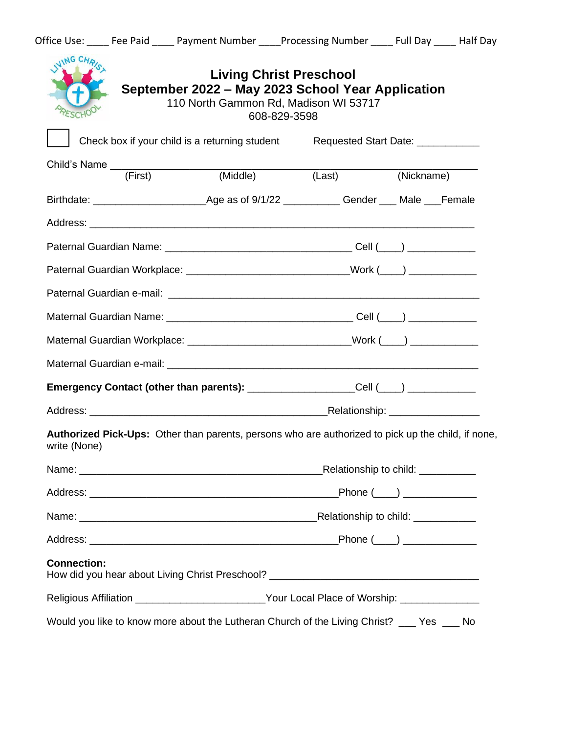Office Use: ____ Fee Paid ____ Payment Number ____Processing Number ____ Full Day ____ Half Day

# Living Christ Preschool
## September 2022 – May 2023 School Year Application

110 North Gammon Rd, Madison WI 53717
608-829-3598

☐ Check box if your child is a returning student Requested Start Date: ___________

Child's Name ____________________________________________________________
(First) (Middle) (Last) (Nickname)

Birthdate: ____________________Age as of 9/1/22 __________ Gender ___ Male ___Female

Address: ________________________________________________________________

Paternal Guardian Name: ________________________________ Cell (____) ____________

Paternal Guardian Workplace: ____________________________Work (____) ____________

Paternal Guardian e-mail: _______________________________________________________

Maternal Guardian Name: ________________________________ Cell (____) ____________

Maternal Guardian Workplace: ____________________________Work (____) ____________

Maternal Guardian e-mail: _______________________________________________________

**Emergency Contact (other than parents):** __________________Cell (____) ____________

Address: __________________________________________Relationship: ________________

**Authorized Pick-Ups:** Other than parents, persons who are authorized to pick up the child, if none, write (None)

Name: ___________________________________________Relationship to child: __________

Address: ____________________________________________Phone (____) _____________

Name: __________________________________________Relationship to child: ___________

Address: ____________________________________________Phone (____) _____________

**Connection:**
How did you hear about Living Christ Preschool? _____________________________________

Religious Affiliation ______________________Your Local Place of Worship: ______________

Would you like to know more about the Lutheran Church of the Living Christ? ___ Yes ___ No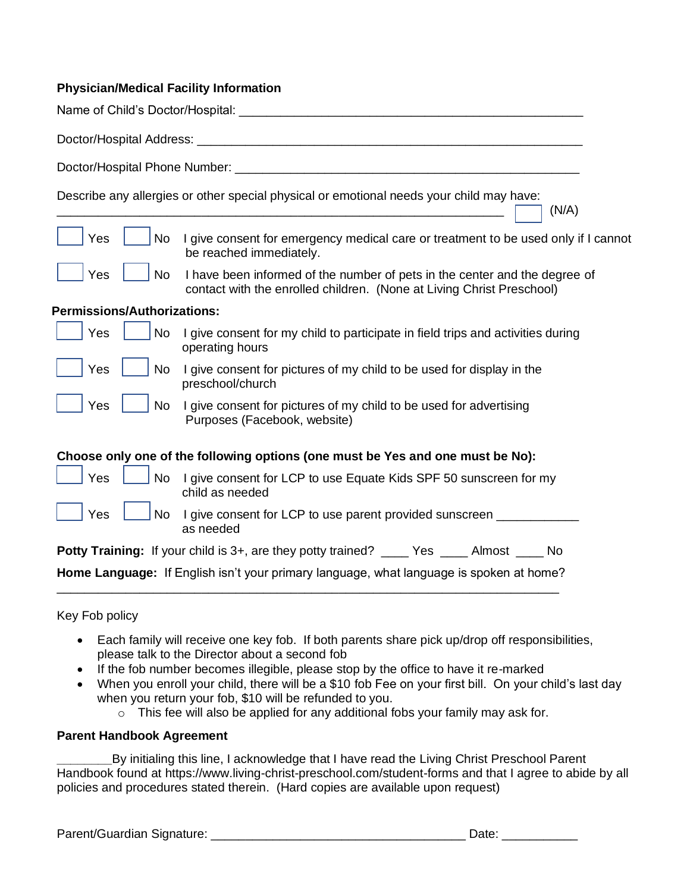**Physician/Medical Facility Information**

Name of Child's Doctor/Hospital: ______________________________________________

Doctor/Hospital Address: ___________________________________________________

Doctor/Hospital Phone Number: ______________________________________________

Describe any allergies or other special physical or emotional needs your child may have:
____________________________________________________________ ☐ (N/A)

☐ Yes ☐ No I give consent for emergency medical care or treatment to be used only if I cannot be reached immediately.

☐ Yes ☐ No I have been informed of the number of pets in the center and the degree of contact with the enrolled children. (None at Living Christ Preschool)

**Permissions/Authorizations:**

☐ Yes ☐ No I give consent for my child to participate in field trips and activities during operating hours

☐ Yes ☐ No I give consent for pictures of my child to be used for display in the preschool/church

☐ Yes ☐ No I give consent for pictures of my child to be used for advertising Purposes (Facebook, website)

**Choose only one of the following options (one must be Yes and one must be No):**

☐ Yes ☐ No I give consent for LCP to use Equate Kids SPF 50 sunscreen for my child as needed

☐ Yes ☐ No I give consent for LCP to use parent provided sunscreen ____________ as needed

**Potty Training:** If your child is 3+, are they potty trained? ____ Yes ____ Almost ____ No

**Home Language:** If English isn't your primary language, what language is spoken at home?
_____________________________________________________________________

Key Fob policy

- Each family will receive one key fob. If both parents share pick up/drop off responsibilities, please talk to the Director about a second fob
- If the fob number becomes illegible, please stop by the office to have it re-marked
- When you enroll your child, there will be a $10 fob Fee on your first bill. On your child's last day when you return your fob, $10 will be refunded to you.
  - This fee will also be applied for any additional fobs your family may ask for.

**Parent Handbook Agreement**

________By initialing this line, I acknowledge that I have read the Living Christ Preschool Parent Handbook found at https://www.living-christ-preschool.com/student-forms and that I agree to abide by all policies and procedures stated therein. (Hard copies are available upon request)

Parent/Guardian Signature: ___________________________________ Date: ___________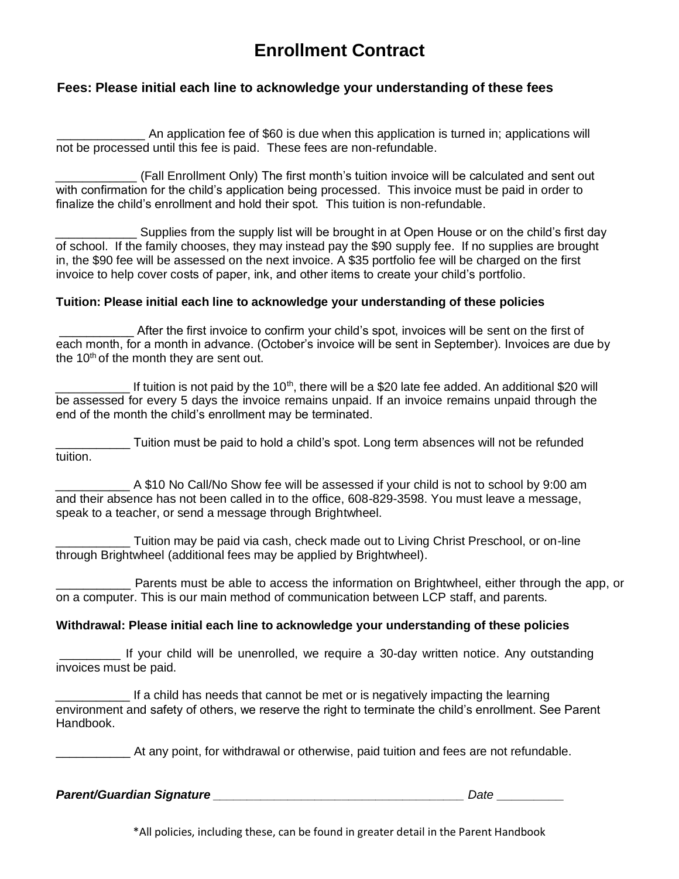# Enrollment Contract

### Fees: Please initial each line to acknowledge your understanding of these fees

_____________ An application fee of $60 is due when this application is turned in; applications will not be processed until this fee is paid. These fees are non-refundable.

____________ (Fall Enrollment Only) The first month's tuition invoice will be calculated and sent out with confirmation for the child's application being processed. This invoice must be paid in order to finalize the child's enrollment and hold their spot. This tuition is non-refundable.

____________ Supplies from the supply list will be brought in at Open House or on the child's first day of school. If the family chooses, they may instead pay the $90 supply fee. If no supplies are brought in, the $90 fee will be assessed on the next invoice. A $35 portfolio fee will be charged on the first invoice to help cover costs of paper, ink, and other items to create your child's portfolio.

**Tuition: Please initial each line to acknowledge your understanding of these policies**

___________ After the first invoice to confirm your child's spot, invoices will be sent on the first of each month, for a month in advance. (October's invoice will be sent in September). Invoices are due by the 10th of the month they are sent out.

___________ If tuition is not paid by the 10th, there will be a $20 late fee added. An additional $20 will be assessed for every 5 days the invoice remains unpaid. If an invoice remains unpaid through the end of the month the child's enrollment may be terminated.

___________ Tuition must be paid to hold a child's spot. Long term absences will not be refunded tuition.

___________ A $10 No Call/No Show fee will be assessed if your child is not to school by 9:00 am and their absence has not been called in to the office, 608-829-3598. You must leave a message, speak to a teacher, or send a message through Brightwheel.

___________ Tuition may be paid via cash, check made out to Living Christ Preschool, or on-line through Brightwheel (additional fees may be applied by Brightwheel).

___________ Parents must be able to access the information on Brightwheel, either through the app, or on a computer. This is our main method of communication between LCP staff, and parents.

**Withdrawal: Please initial each line to acknowledge your understanding of these policies**

_________ If your child will be unenrolled, we require a 30-day written notice. Any outstanding invoices must be paid.

___________ If a child has needs that cannot be met or is negatively impacting the learning environment and safety of others, we reserve the right to terminate the child's enrollment. See Parent Handbook.

___________ At any point, for withdrawal or otherwise, paid tuition and fees are not refundable.

***Parent/Guardian Signature*** _____________________________________ *Date* __________

*All policies, including these, can be found in greater detail in the Parent Handbook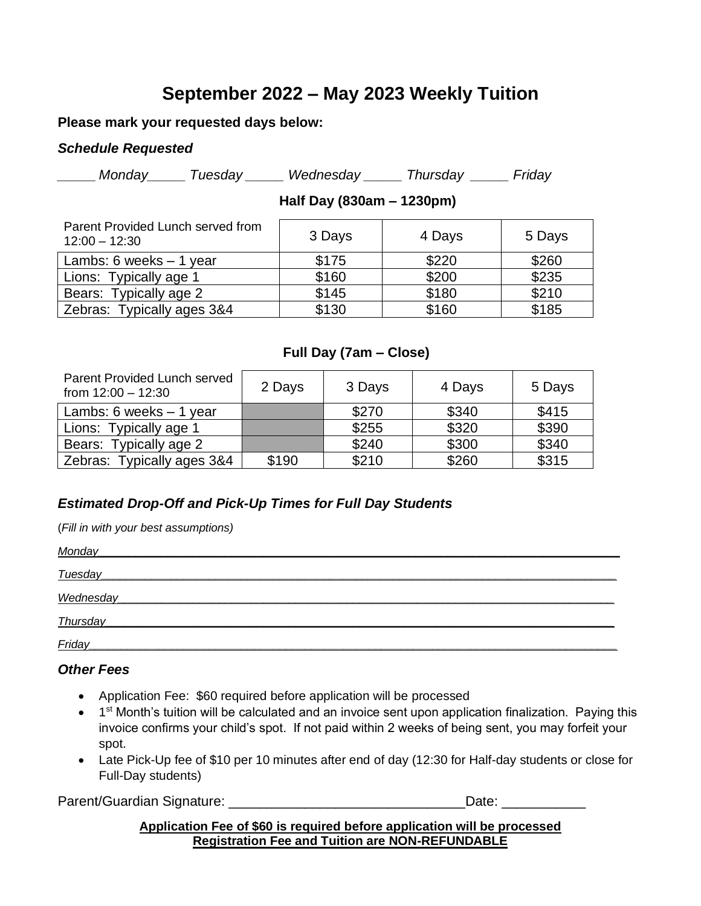# September 2022 – May 2023 Weekly Tuition

**Please mark your requested days below:**

***Schedule Requested***

*_____ Monday_____ Tuesday _____ Wednesday _____ Thursday _____ Friday*

**Half Day (830am – 1230pm)**

| Parent Provided Lunch served from 12:00 – 12:30 | 3 Days | 4 Days | 5 Days |
|---|---|---|---|
| Lambs: 6 weeks – 1 year | $175 | $220 | $260 |
| Lions: Typically age 1 | $160 | $200 | $235 |
| Bears: Typically age 2 | $145 | $180 | $210 |
| Zebras: Typically ages 3&4 | $130 | $160 | $185 |

**Full Day (7am – Close)**

| Parent Provided Lunch served from 12:00 – 12:30 | 2 Days | 3 Days | 4 Days | 5 Days |
|---|---|---|---|---|
| Lambs: 6 weeks – 1 year | | $270 | $340 | $415 |
| Lions: Typically age 1 | | $255 | $320 | $390 |
| Bears: Typically age 2 | | $240 | $300 | $340 |
| Zebras: Typically ages 3&4 | $190 | $210 | $260 | $315 |

***Estimated Drop-Off and Pick-Up Times for Full Day Students***

(*Fill in with your best assumptions)*

*Monday*______________________________________________

*Tuesday*______________________________________________

*Wednesday*____________________________________________

*Thursday*_____________________________________________

*Friday*_______________________________________________

***Other Fees***

- Application Fee: $60 required before application will be processed
- 1st Month's tuition will be calculated and an invoice sent upon application finalization. Paying this invoice confirms your child's spot. If not paid within 2 weeks of being sent, you may forfeit your spot.
- Late Pick-Up fee of $10 per 10 minutes after end of day (12:30 for Half-day students or close for Full-Day students)

Parent/Guardian Signature: _______________________________Date: ___________

**Application Fee of $60 is required before application will be processed**
**Registration Fee and Tuition are NON-REFUNDABLE**